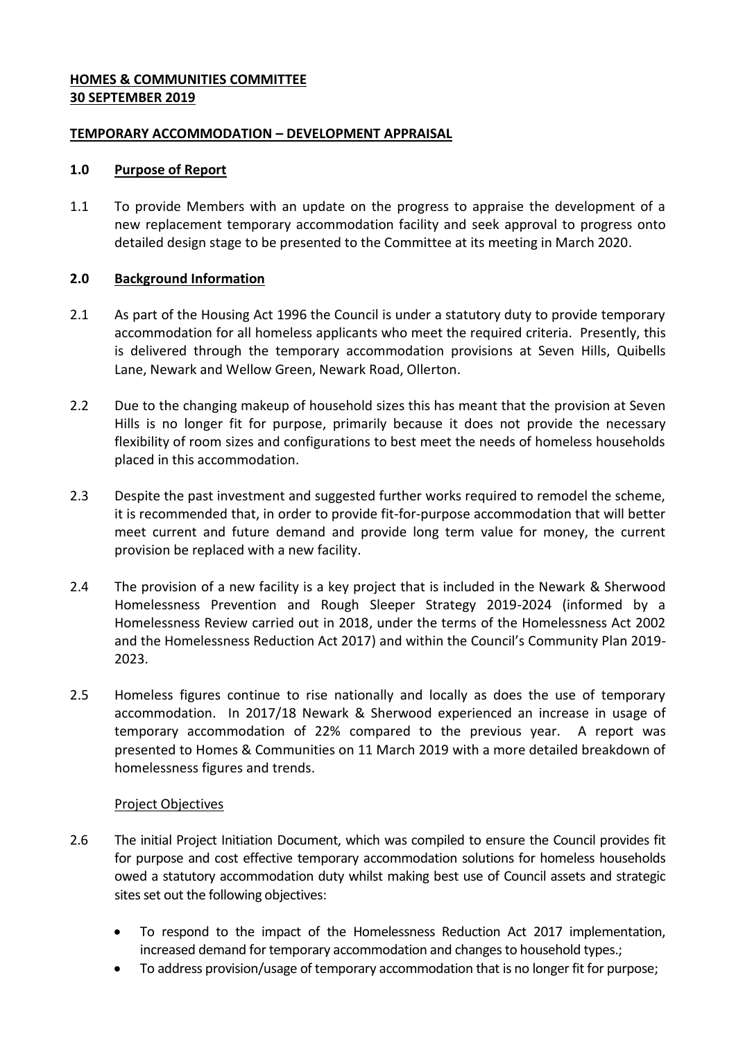**HOMES & COMMUNITIES COMMITTEE**
**30 SEPTEMBER 2019**

**TEMPORARY ACCOMMODATION – DEVELOPMENT APPRAISAL**

## 1.0 Purpose of Report

1.1 To provide Members with an update on the progress to appraise the development of a new replacement temporary accommodation facility and seek approval to progress onto detailed design stage to be presented to the Committee at its meeting in March 2020.

## 2.0 Background Information

2.1 As part of the Housing Act 1996 the Council is under a statutory duty to provide temporary accommodation for all homeless applicants who meet the required criteria. Presently, this is delivered through the temporary accommodation provisions at Seven Hills, Quibells Lane, Newark and Wellow Green, Newark Road, Ollerton.

2.2 Due to the changing makeup of household sizes this has meant that the provision at Seven Hills is no longer fit for purpose, primarily because it does not provide the necessary flexibility of room sizes and configurations to best meet the needs of homeless households placed in this accommodation.

2.3 Despite the past investment and suggested further works required to remodel the scheme, it is recommended that, in order to provide fit-for-purpose accommodation that will better meet current and future demand and provide long term value for money, the current provision be replaced with a new facility.

2.4 The provision of a new facility is a key project that is included in the Newark & Sherwood Homelessness Prevention and Rough Sleeper Strategy 2019-2024 (informed by a Homelessness Review carried out in 2018, under the terms of the Homelessness Act 2002 and the Homelessness Reduction Act 2017) and within the Council's Community Plan 2019-2023.

2.5 Homeless figures continue to rise nationally and locally as does the use of temporary accommodation. In 2017/18 Newark & Sherwood experienced an increase in usage of temporary accommodation of 22% compared to the previous year. A report was presented to Homes & Communities on 11 March 2019 with a more detailed breakdown of homelessness figures and trends.

### Project Objectives

2.6 The initial Project Initiation Document, which was compiled to ensure the Council provides fit for purpose and cost effective temporary accommodation solutions for homeless households owed a statutory accommodation duty whilst making best use of Council assets and strategic sites set out the following objectives:

- To respond to the impact of the Homelessness Reduction Act 2017 implementation, increased demand for temporary accommodation and changes to household types.;
- To address provision/usage of temporary accommodation that is no longer fit for purpose;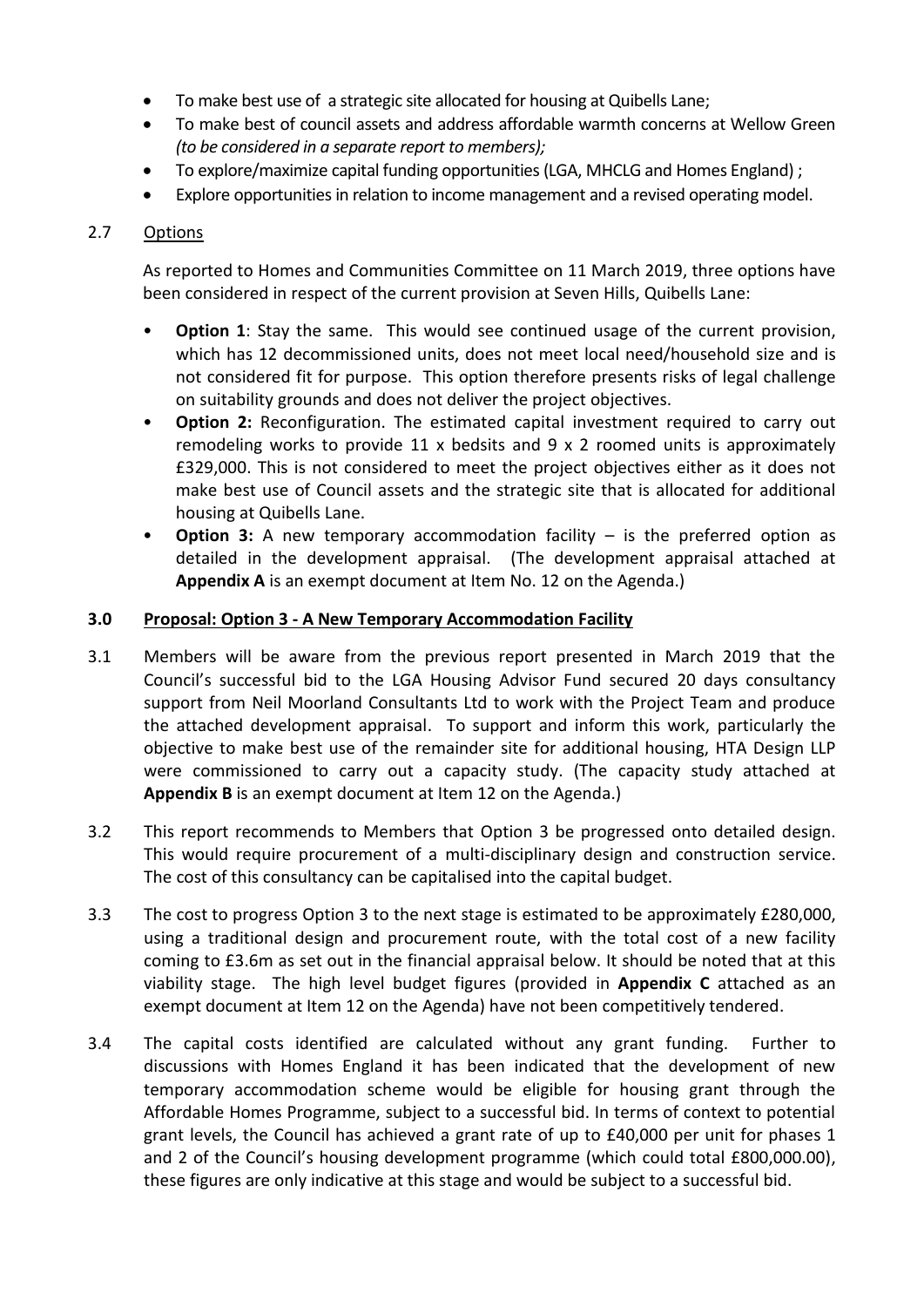- To make best use of a strategic site allocated for housing at Quibells Lane;
- To make best of council assets and address affordable warmth concerns at Wellow Green *(to be considered in a separate report to members);*
- To explore/maximize capital funding opportunities (LGA, MHCLG and Homes England) ;
- Explore opportunities in relation to income management and a revised operating model.

2.7 Options

As reported to Homes and Communities Committee on 11 March 2019, three options have been considered in respect of the current provision at Seven Hills, Quibells Lane:

- **Option 1**: Stay the same. This would see continued usage of the current provision, which has 12 decommissioned units, does not meet local need/household size and is not considered fit for purpose. This option therefore presents risks of legal challenge on suitability grounds and does not deliver the project objectives.
- **Option 2:** Reconfiguration. The estimated capital investment required to carry out remodeling works to provide 11 x bedsits and 9 x 2 roomed units is approximately £329,000. This is not considered to meet the project objectives either as it does not make best use of Council assets and the strategic site that is allocated for additional housing at Quibells Lane.
- **Option 3:** A new temporary accommodation facility – is the preferred option as detailed in the development appraisal. (The development appraisal attached at **Appendix A** is an exempt document at Item No. 12 on the Agenda.)

## 3.0 Proposal: Option 3 - A New Temporary Accommodation Facility

3.1 Members will be aware from the previous report presented in March 2019 that the Council's successful bid to the LGA Housing Advisor Fund secured 20 days consultancy support from Neil Moorland Consultants Ltd to work with the Project Team and produce the attached development appraisal. To support and inform this work, particularly the objective to make best use of the remainder site for additional housing, HTA Design LLP were commissioned to carry out a capacity study. (The capacity study attached at **Appendix B** is an exempt document at Item 12 on the Agenda.)

3.2 This report recommends to Members that Option 3 be progressed onto detailed design. This would require procurement of a multi-disciplinary design and construction service. The cost of this consultancy can be capitalised into the capital budget.

3.3 The cost to progress Option 3 to the next stage is estimated to be approximately £280,000, using a traditional design and procurement route, with the total cost of a new facility coming to £3.6m as set out in the financial appraisal below. It should be noted that at this viability stage. The high level budget figures (provided in **Appendix C** attached as an exempt document at Item 12 on the Agenda) have not been competitively tendered.

3.4 The capital costs identified are calculated without any grant funding. Further to discussions with Homes England it has been indicated that the development of new temporary accommodation scheme would be eligible for housing grant through the Affordable Homes Programme, subject to a successful bid. In terms of context to potential grant levels, the Council has achieved a grant rate of up to £40,000 per unit for phases 1 and 2 of the Council's housing development programme (which could total £800,000.00), these figures are only indicative at this stage and would be subject to a successful bid.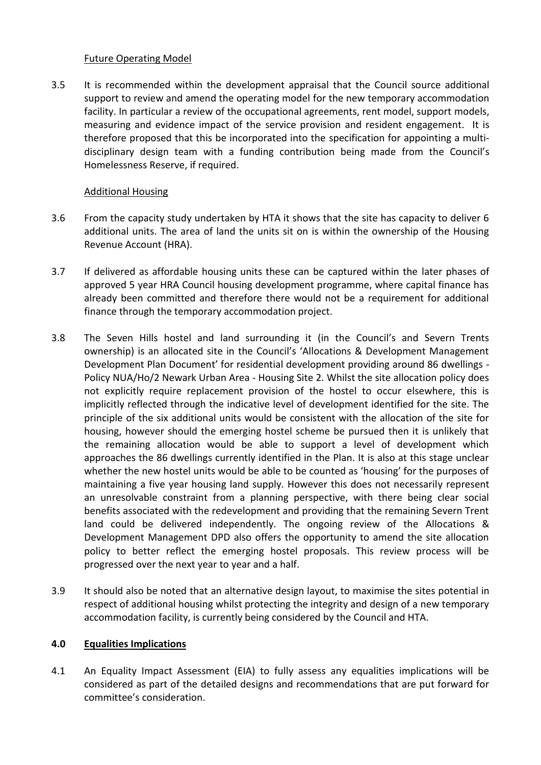Future Operating Model

3.5 It is recommended within the development appraisal that the Council source additional support to review and amend the operating model for the new temporary accommodation facility. In particular a review of the occupational agreements, rent model, support models, measuring and evidence impact of the service provision and resident engagement. It is therefore proposed that this be incorporated into the specification for appointing a multi-disciplinary design team with a funding contribution being made from the Council's Homelessness Reserve, if required.

Additional Housing

3.6 From the capacity study undertaken by HTA it shows that the site has capacity to deliver 6 additional units. The area of land the units sit on is within the ownership of the Housing Revenue Account (HRA).

3.7 If delivered as affordable housing units these can be captured within the later phases of approved 5 year HRA Council housing development programme, where capital finance has already been committed and therefore there would not be a requirement for additional finance through the temporary accommodation project.

3.8 The Seven Hills hostel and land surrounding it (in the Council's and Severn Trents ownership) is an allocated site in the Council's 'Allocations & Development Management Development Plan Document' for residential development providing around 86 dwellings - Policy NUA/Ho/2 Newark Urban Area - Housing Site 2. Whilst the site allocation policy does not explicitly require replacement provision of the hostel to occur elsewhere, this is implicitly reflected through the indicative level of development identified for the site. The principle of the six additional units would be consistent with the allocation of the site for housing, however should the emerging hostel scheme be pursued then it is unlikely that the remaining allocation would be able to support a level of development which approaches the 86 dwellings currently identified in the Plan. It is also at this stage unclear whether the new hostel units would be able to be counted as 'housing' for the purposes of maintaining a five year housing land supply. However this does not necessarily represent an unresolvable constraint from a planning perspective, with there being clear social benefits associated with the redevelopment and providing that the remaining Severn Trent land could be delivered independently. The ongoing review of the Allocations & Development Management DPD also offers the opportunity to amend the site allocation policy to better reflect the emerging hostel proposals. This review process will be progressed over the next year to year and a half.

3.9 It should also be noted that an alternative design layout, to maximise the sites potential in respect of additional housing whilst protecting the integrity and design of a new temporary accommodation facility, is currently being considered by the Council and HTA.

## 4.0 Equalities Implications

4.1 An Equality Impact Assessment (EIA) to fully assess any equalities implications will be considered as part of the detailed designs and recommendations that are put forward for committee's consideration.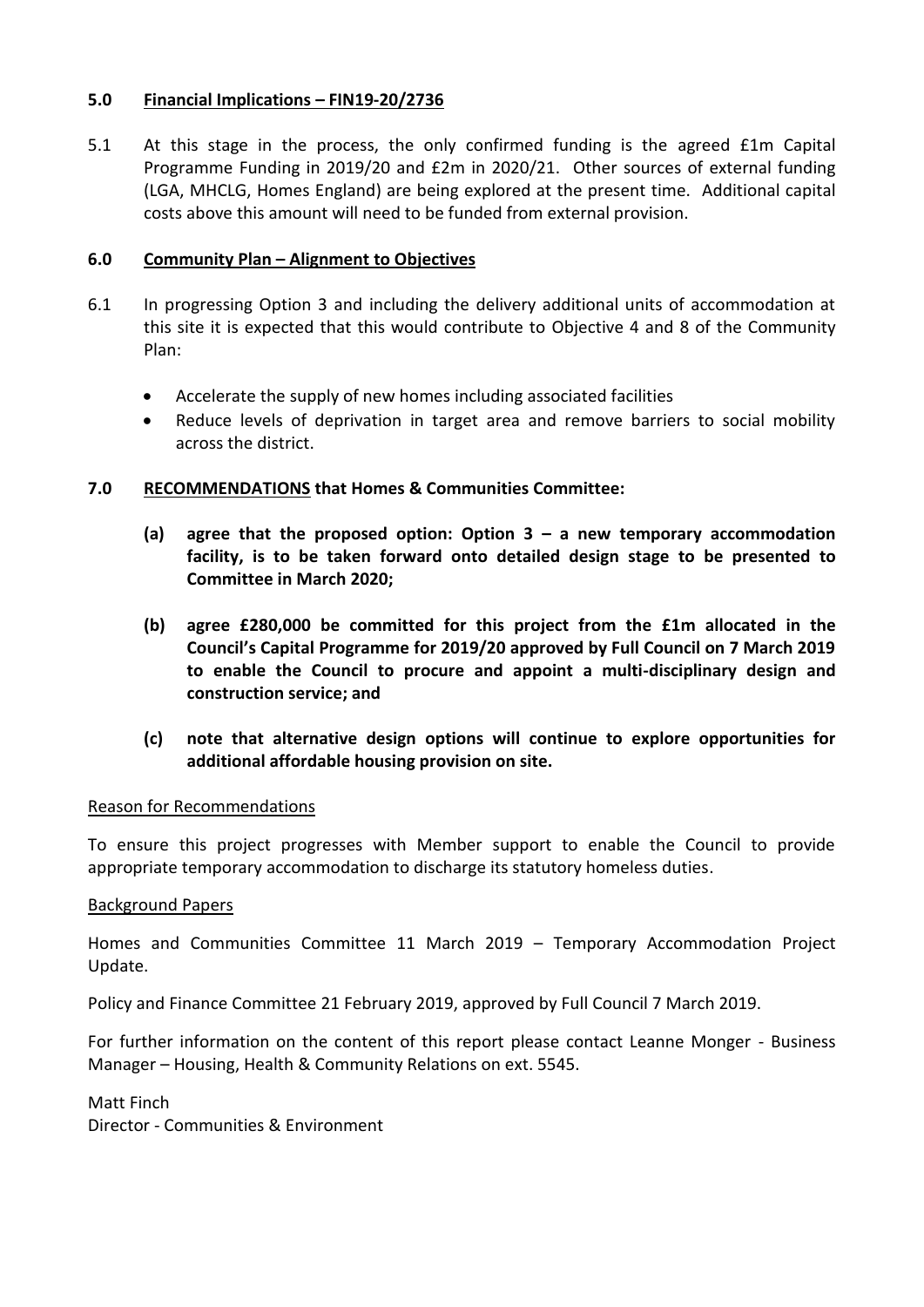## 5.0 Financial Implications – FIN19-20/2736

5.1 At this stage in the process, the only confirmed funding is the agreed £1m Capital Programme Funding in 2019/20 and £2m in 2020/21. Other sources of external funding (LGA, MHCLG, Homes England) are being explored at the present time. Additional capital costs above this amount will need to be funded from external provision.

## 6.0 Community Plan – Alignment to Objectives

6.1 In progressing Option 3 and including the delivery additional units of accommodation at this site it is expected that this would contribute to Objective 4 and 8 of the Community Plan:

- Accelerate the supply of new homes including associated facilities
- Reduce levels of deprivation in target area and remove barriers to social mobility across the district.

## 7.0 RECOMMENDATIONS that Homes & Communities Committee:

**(a) agree that the proposed option: Option 3 – a new temporary accommodation facility, is to be taken forward onto detailed design stage to be presented to Committee in March 2020;**

**(b) agree £280,000 be committed for this project from the £1m allocated in the Council's Capital Programme for 2019/20 approved by Full Council on 7 March 2019 to enable the Council to procure and appoint a multi-disciplinary design and construction service; and**

**(c) note that alternative design options will continue to explore opportunities for additional affordable housing provision on site.**

Reason for Recommendations

To ensure this project progresses with Member support to enable the Council to provide appropriate temporary accommodation to discharge its statutory homeless duties.

Background Papers

Homes and Communities Committee 11 March 2019 – Temporary Accommodation Project Update.

Policy and Finance Committee 21 February 2019, approved by Full Council 7 March 2019.

For further information on the content of this report please contact Leanne Monger - Business Manager – Housing, Health & Community Relations on ext. 5545.

Matt Finch
Director - Communities & Environment